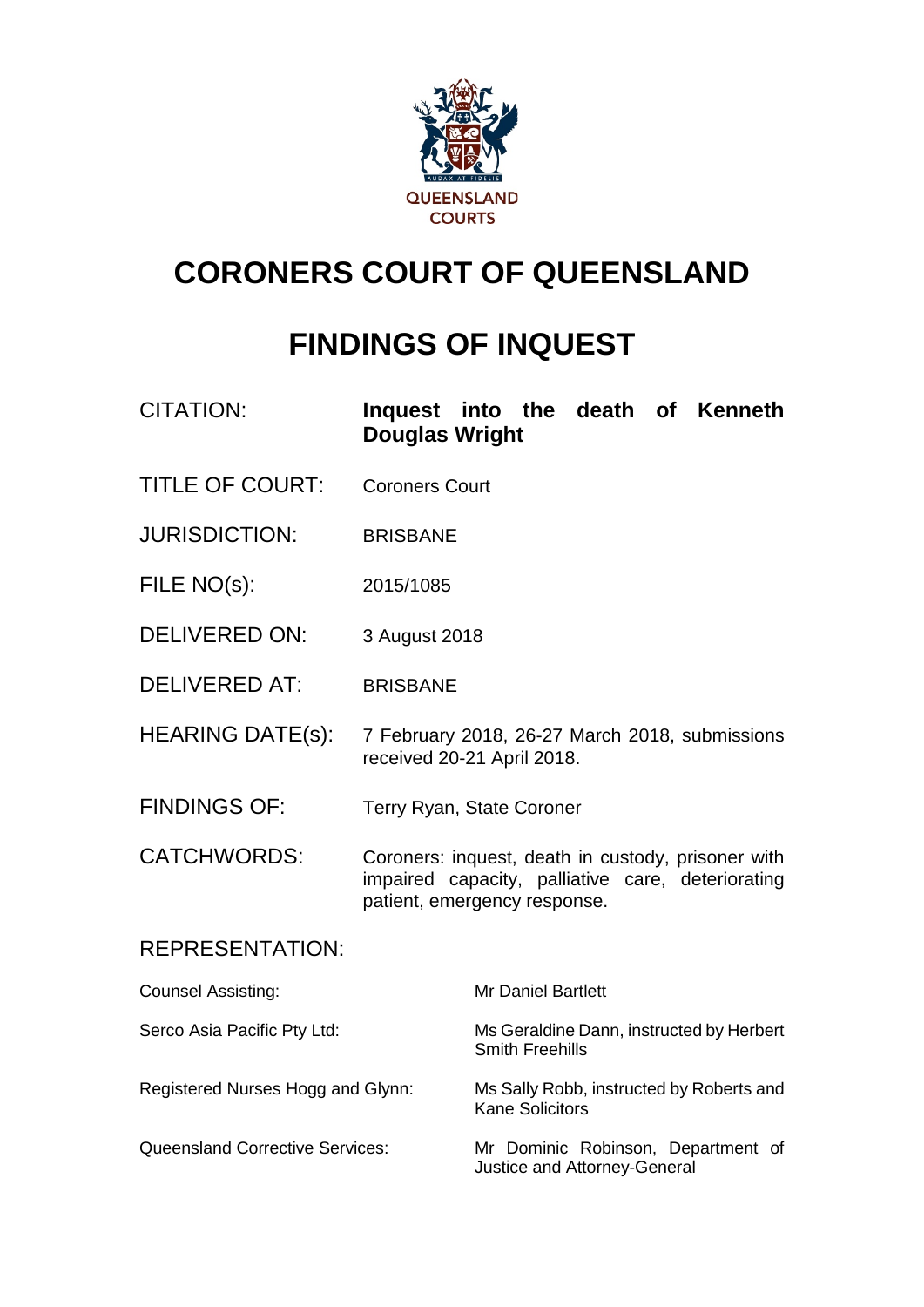QUEENSLAND COURTS

# CORONERS COURT OF QUEENSLAND

# FINDINGS OF INQUEST

| | |
|---|---|
| CITATION: | **Inquest into the death of Kenneth Douglas Wright** |
| TITLE OF COURT: | Coroners Court |
| JURISDICTION: | BRISBANE |
| FILE NO(s): | 2015/1085 |
| DELIVERED ON: | 3 August 2018 |
| DELIVERED AT: | BRISBANE |
| HEARING DATE(s): | 7 February 2018, 26-27 March 2018, submissions received 20-21 April 2018. |
| FINDINGS OF: | Terry Ryan, State Coroner |
| CATCHWORDS: | Coroners: inquest, death in custody, prisoner with impaired capacity, palliative care, deteriorating patient, emergency response. |

REPRESENTATION:

| | |
|---|---|
| Counsel Assisting: | Mr Daniel Bartlett |
| Serco Asia Pacific Pty Ltd: | Ms Geraldine Dann, instructed by Herbert Smith Freehills |
| Registered Nurses Hogg and Glynn: | Ms Sally Robb, instructed by Roberts and Kane Solicitors |
| Queensland Corrective Services: | Mr Dominic Robinson, Department of Justice and Attorney-General |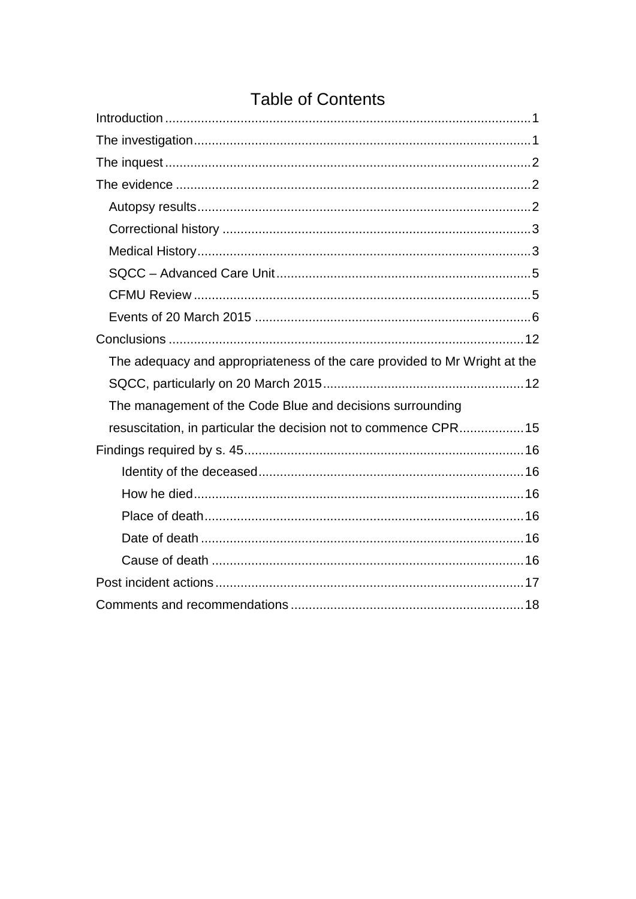# Table of Contents

- Introduction ..... 1
- The investigation ..... 1
- The inquest ..... 2
- The evidence ..... 2
  - Autopsy results ..... 2
  - Correctional history ..... 3
  - Medical History ..... 3
  - SQCC – Advanced Care Unit ..... 5
  - CFMU Review ..... 5
  - Events of 20 March 2015 ..... 6
- Conclusions ..... 12
  - The adequacy and appropriateness of the care provided to Mr Wright at the SQCC, particularly on 20 March 2015 ..... 12
  - The management of the Code Blue and decisions surrounding resuscitation, in particular the decision not to commence CPR ..... 15
- Findings required by s. 45 ..... 16
  - Identity of the deceased ..... 16
  - How he died ..... 16
  - Place of death ..... 16
  - Date of death ..... 16
  - Cause of death ..... 16
- Post incident actions ..... 17
- Comments and recommendations ..... 18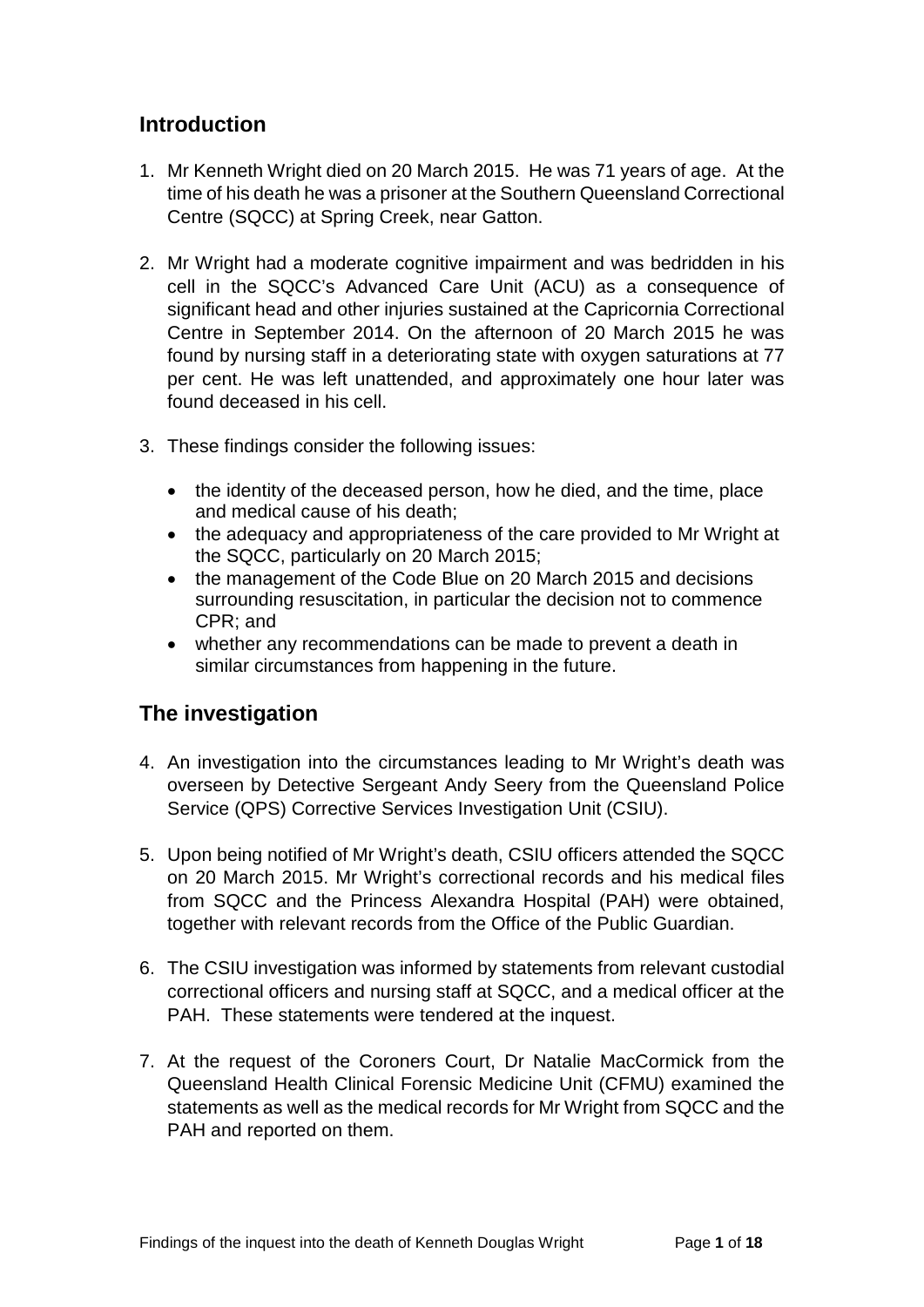## Introduction

1. Mr Kenneth Wright died on 20 March 2015. He was 71 years of age. At the time of his death he was a prisoner at the Southern Queensland Correctional Centre (SQCC) at Spring Creek, near Gatton.

2. Mr Wright had a moderate cognitive impairment and was bedridden in his cell in the SQCC's Advanced Care Unit (ACU) as a consequence of significant head and other injuries sustained at the Capricornia Correctional Centre in September 2014. On the afternoon of 20 March 2015 he was found by nursing staff in a deteriorating state with oxygen saturations at 77 per cent. He was left unattended, and approximately one hour later was found deceased in his cell.

3. These findings consider the following issues:

   - the identity of the deceased person, how he died, and the time, place and medical cause of his death;
   - the adequacy and appropriateness of the care provided to Mr Wright at the SQCC, particularly on 20 March 2015;
   - the management of the Code Blue on 20 March 2015 and decisions surrounding resuscitation, in particular the decision not to commence CPR; and
   - whether any recommendations can be made to prevent a death in similar circumstances from happening in the future.

## The investigation

4. An investigation into the circumstances leading to Mr Wright's death was overseen by Detective Sergeant Andy Seery from the Queensland Police Service (QPS) Corrective Services Investigation Unit (CSIU).

5. Upon being notified of Mr Wright's death, CSIU officers attended the SQCC on 20 March 2015. Mr Wright's correctional records and his medical files from SQCC and the Princess Alexandra Hospital (PAH) were obtained, together with relevant records from the Office of the Public Guardian.

6. The CSIU investigation was informed by statements from relevant custodial correctional officers and nursing staff at SQCC, and a medical officer at the PAH. These statements were tendered at the inquest.

7. At the request of the Coroners Court, Dr Natalie MacCormick from the Queensland Health Clinical Forensic Medicine Unit (CFMU) examined the statements as well as the medical records for Mr Wright from SQCC and the PAH and reported on them.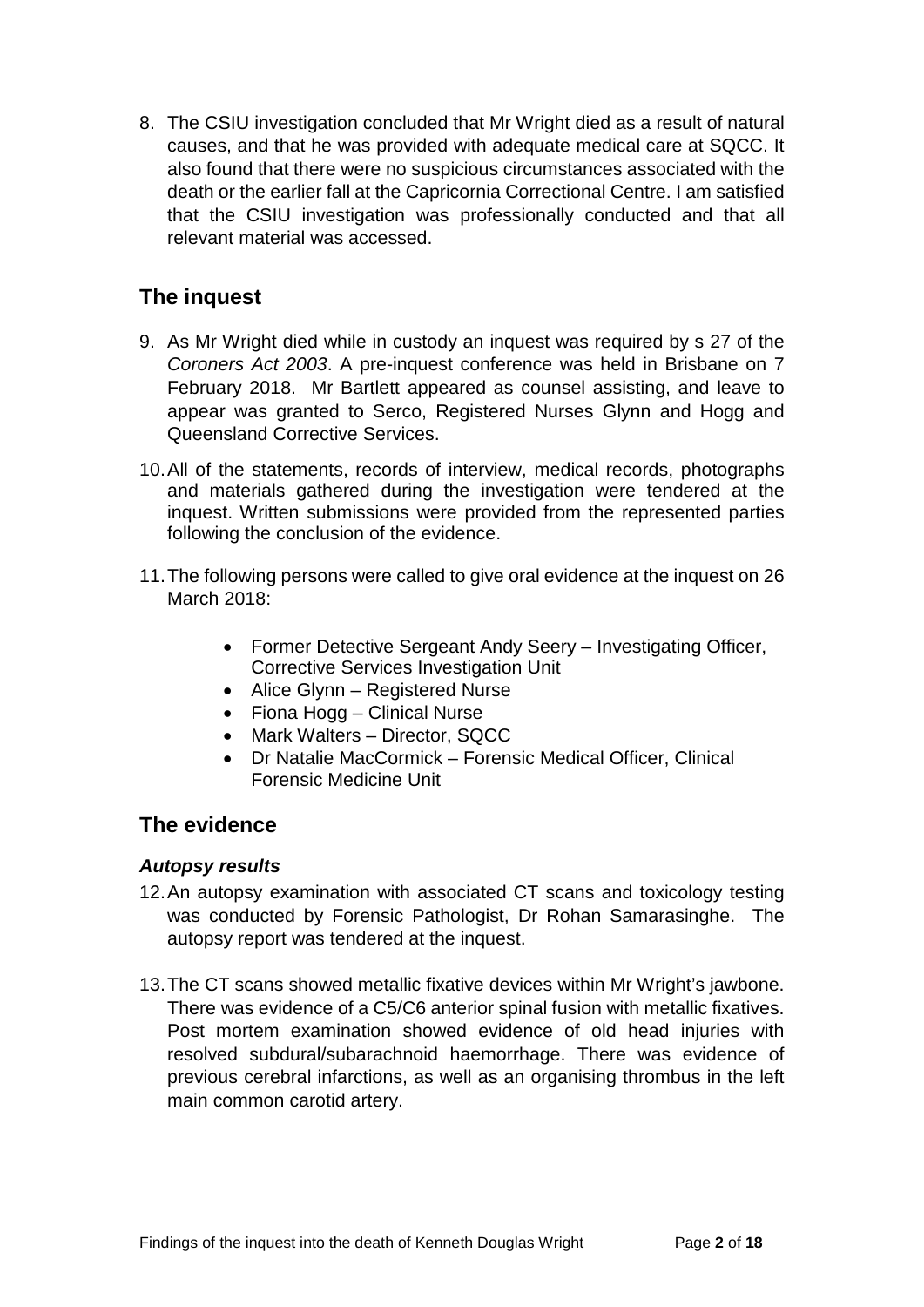8. The CSIU investigation concluded that Mr Wright died as a result of natural causes, and that he was provided with adequate medical care at SQCC. It also found that there were no suspicious circumstances associated with the death or the earlier fall at the Capricornia Correctional Centre. I am satisfied that the CSIU investigation was professionally conducted and that all relevant material was accessed.

## The inquest

9. As Mr Wright died while in custody an inquest was required by s 27 of the *Coroners Act 2003*. A pre-inquest conference was held in Brisbane on 7 February 2018. Mr Bartlett appeared as counsel assisting, and leave to appear was granted to Serco, Registered Nurses Glynn and Hogg and Queensland Corrective Services.

10. All of the statements, records of interview, medical records, photographs and materials gathered during the investigation were tendered at the inquest. Written submissions were provided from the represented parties following the conclusion of the evidence.

11. The following persons were called to give oral evidence at the inquest on 26 March 2018:

    - Former Detective Sergeant Andy Seery – Investigating Officer, Corrective Services Investigation Unit
    - Alice Glynn – Registered Nurse
    - Fiona Hogg – Clinical Nurse
    - Mark Walters – Director, SQCC
    - Dr Natalie MacCormick – Forensic Medical Officer, Clinical Forensic Medicine Unit

## The evidence

### *Autopsy results*

12. An autopsy examination with associated CT scans and toxicology testing was conducted by Forensic Pathologist, Dr Rohan Samarasinghe. The autopsy report was tendered at the inquest.

13. The CT scans showed metallic fixative devices within Mr Wright's jawbone. There was evidence of a C5/C6 anterior spinal fusion with metallic fixatives. Post mortem examination showed evidence of old head injuries with resolved subdural/subarachnoid haemorrhage. There was evidence of previous cerebral infarctions, as well as an organising thrombus in the left main common carotid artery.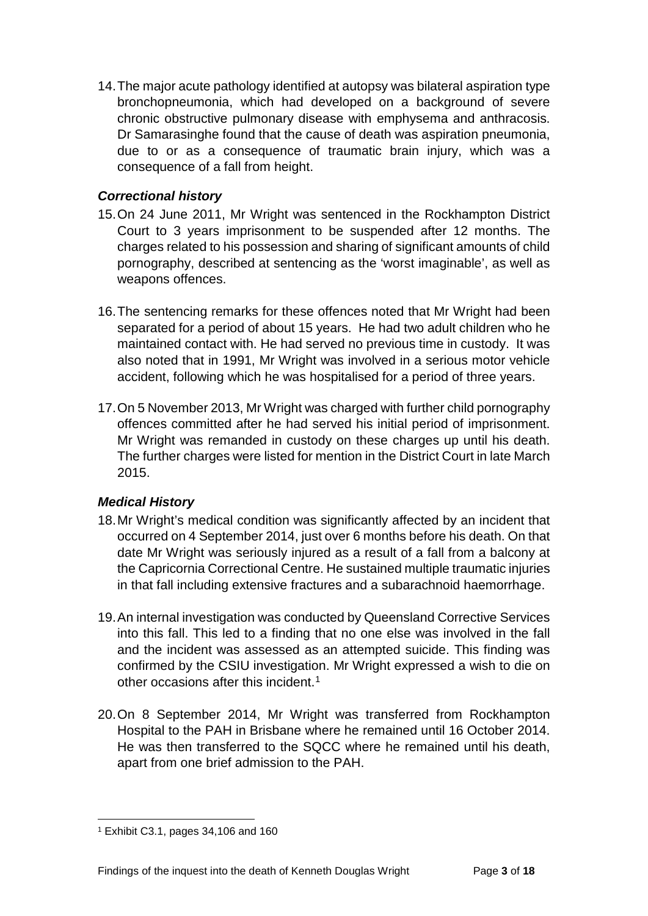14. The major acute pathology identified at autopsy was bilateral aspiration type bronchopneumonia, which had developed on a background of severe chronic obstructive pulmonary disease with emphysema and anthracosis. Dr Samarasinghe found that the cause of death was aspiration pneumonia, due to or as a consequence of traumatic brain injury, which was a consequence of a fall from height.

### *Correctional history*

15. On 24 June 2011, Mr Wright was sentenced in the Rockhampton District Court to 3 years imprisonment to be suspended after 12 months. The charges related to his possession and sharing of significant amounts of child pornography, described at sentencing as the 'worst imaginable', as well as weapons offences.

16. The sentencing remarks for these offences noted that Mr Wright had been separated for a period of about 15 years. He had two adult children who he maintained contact with. He had served no previous time in custody. It was also noted that in 1991, Mr Wright was involved in a serious motor vehicle accident, following which he was hospitalised for a period of three years.

17. On 5 November 2013, Mr Wright was charged with further child pornography offences committed after he had served his initial period of imprisonment. Mr Wright was remanded in custody on these charges up until his death. The further charges were listed for mention in the District Court in late March 2015.

### *Medical History*

18. Mr Wright's medical condition was significantly affected by an incident that occurred on 4 September 2014, just over 6 months before his death. On that date Mr Wright was seriously injured as a result of a fall from a balcony at the Capricornia Correctional Centre. He sustained multiple traumatic injuries in that fall including extensive fractures and a subarachnoid haemorrhage.

19. An internal investigation was conducted by Queensland Corrective Services into this fall. This led to a finding that no one else was involved in the fall and the incident was assessed as an attempted suicide. This finding was confirmed by the CSIU investigation. Mr Wright expressed a wish to die on other occasions after this incident.[1]

20. On 8 September 2014, Mr Wright was transferred from Rockhampton Hospital to the PAH in Brisbane where he remained until 16 October 2014. He was then transferred to the SQCC where he remained until his death, apart from one brief admission to the PAH.

---

[1] Exhibit C3.1, pages 34,106 and 160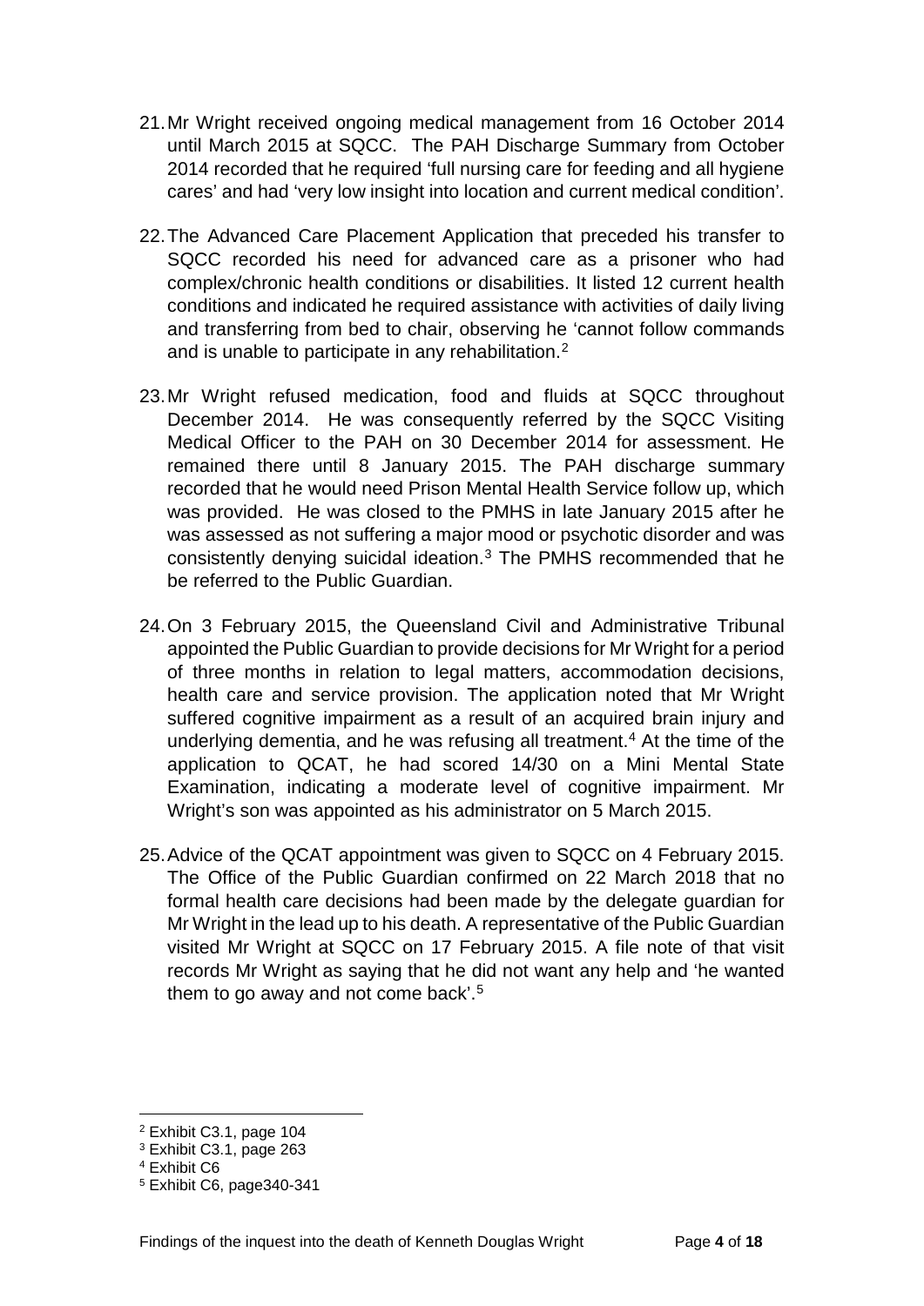21. Mr Wright received ongoing medical management from 16 October 2014 until March 2015 at SQCC. The PAH Discharge Summary from October 2014 recorded that he required 'full nursing care for feeding and all hygiene cares' and had 'very low insight into location and current medical condition'.

22. The Advanced Care Placement Application that preceded his transfer to SQCC recorded his need for advanced care as a prisoner who had complex/chronic health conditions or disabilities. It listed 12 current health conditions and indicated he required assistance with activities of daily living and transferring from bed to chair, observing he 'cannot follow commands and is unable to participate in any rehabilitation.[2]

23. Mr Wright refused medication, food and fluids at SQCC throughout December 2014. He was consequently referred by the SQCC Visiting Medical Officer to the PAH on 30 December 2014 for assessment. He remained there until 8 January 2015. The PAH discharge summary recorded that he would need Prison Mental Health Service follow up, which was provided. He was closed to the PMHS in late January 2015 after he was assessed as not suffering a major mood or psychotic disorder and was consistently denying suicidal ideation.[3] The PMHS recommended that he be referred to the Public Guardian.

24. On 3 February 2015, the Queensland Civil and Administrative Tribunal appointed the Public Guardian to provide decisions for Mr Wright for a period of three months in relation to legal matters, accommodation decisions, health care and service provision. The application noted that Mr Wright suffered cognitive impairment as a result of an acquired brain injury and underlying dementia, and he was refusing all treatment.[4] At the time of the application to QCAT, he had scored 14/30 on a Mini Mental State Examination, indicating a moderate level of cognitive impairment. Mr Wright's son was appointed as his administrator on 5 March 2015.

25. Advice of the QCAT appointment was given to SQCC on 4 February 2015. The Office of the Public Guardian confirmed on 22 March 2018 that no formal health care decisions had been made by the delegate guardian for Mr Wright in the lead up to his death. A representative of the Public Guardian visited Mr Wright at SQCC on 17 February 2015. A file note of that visit records Mr Wright as saying that he did not want any help and 'he wanted them to go away and not come back'.[5]

---

[2] Exhibit C3.1, page 104

[3] Exhibit C3.1, page 263

[4] Exhibit C6

[5] Exhibit C6, page340-341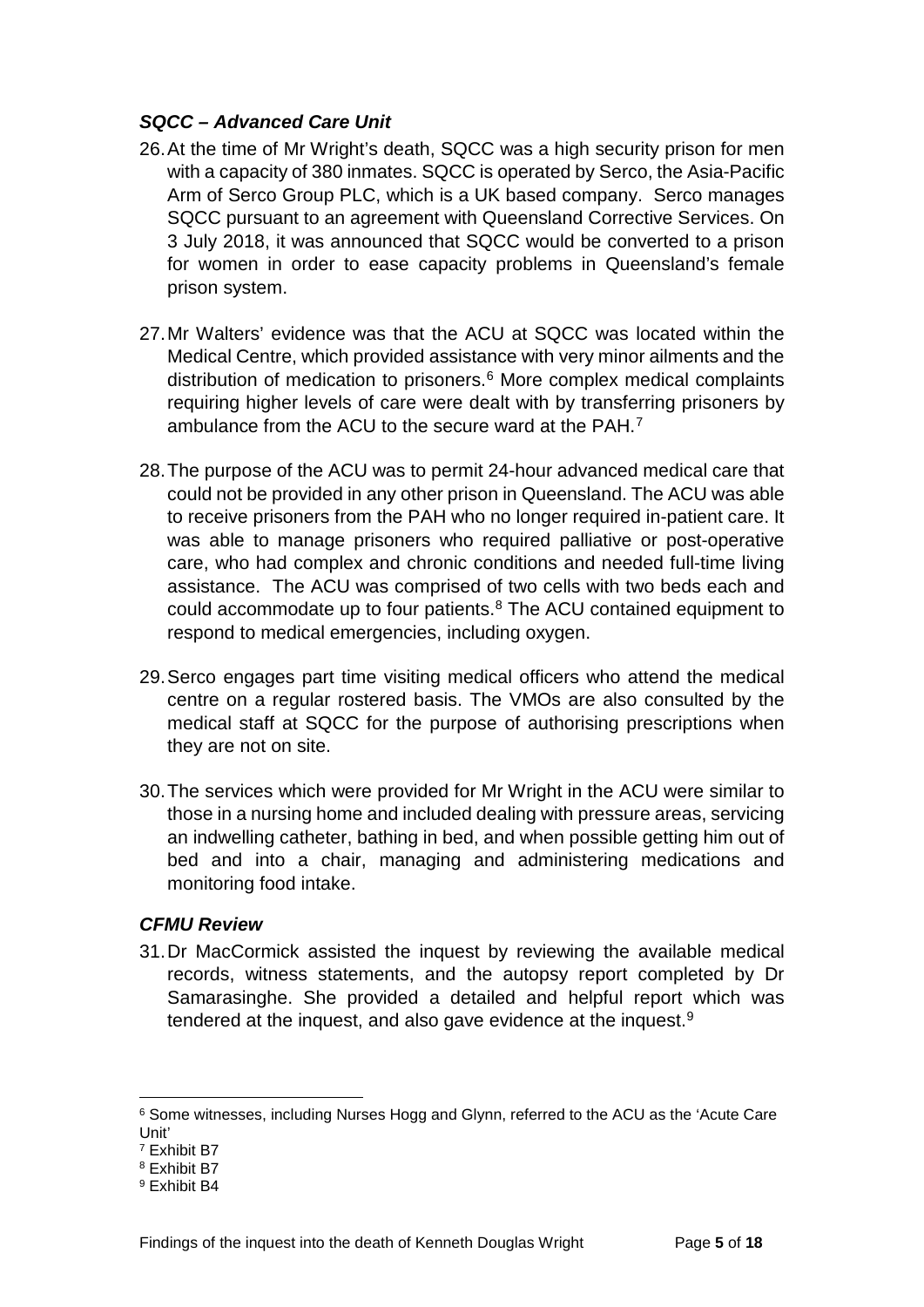### *SQCC – Advanced Care Unit*

26. At the time of Mr Wright's death, SQCC was a high security prison for men with a capacity of 380 inmates. SQCC is operated by Serco, the Asia-Pacific Arm of Serco Group PLC, which is a UK based company. Serco manages SQCC pursuant to an agreement with Queensland Corrective Services. On 3 July 2018, it was announced that SQCC would be converted to a prison for women in order to ease capacity problems in Queensland's female prison system.

27. Mr Walters' evidence was that the ACU at SQCC was located within the Medical Centre, which provided assistance with very minor ailments and the distribution of medication to prisoners.[6] More complex medical complaints requiring higher levels of care were dealt with by transferring prisoners by ambulance from the ACU to the secure ward at the PAH.[7]

28. The purpose of the ACU was to permit 24-hour advanced medical care that could not be provided in any other prison in Queensland. The ACU was able to receive prisoners from the PAH who no longer required in-patient care. It was able to manage prisoners who required palliative or post-operative care, who had complex and chronic conditions and needed full-time living assistance. The ACU was comprised of two cells with two beds each and could accommodate up to four patients.[8] The ACU contained equipment to respond to medical emergencies, including oxygen.

29. Serco engages part time visiting medical officers who attend the medical centre on a regular rostered basis. The VMOs are also consulted by the medical staff at SQCC for the purpose of authorising prescriptions when they are not on site.

30. The services which were provided for Mr Wright in the ACU were similar to those in a nursing home and included dealing with pressure areas, servicing an indwelling catheter, bathing in bed, and when possible getting him out of bed and into a chair, managing and administering medications and monitoring food intake.

### *CFMU Review*

31. Dr MacCormick assisted the inquest by reviewing the available medical records, witness statements, and the autopsy report completed by Dr Samarasinghe. She provided a detailed and helpful report which was tendered at the inquest, and also gave evidence at the inquest.[9]

---

[6] Some witnesses, including Nurses Hogg and Glynn, referred to the ACU as the 'Acute Care Unit'

[7] Exhibit B7

[8] Exhibit B7

[9] Exhibit B4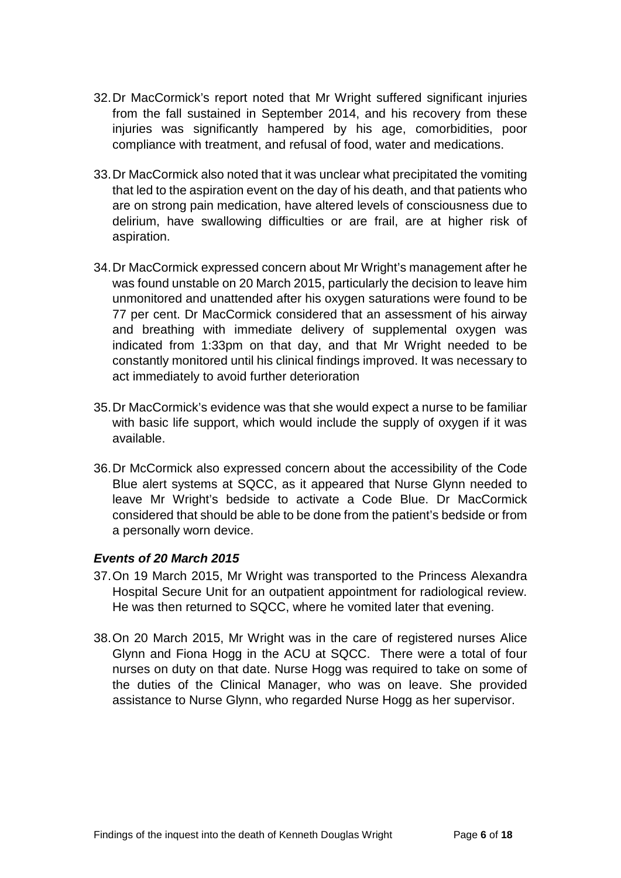32. Dr MacCormick's report noted that Mr Wright suffered significant injuries from the fall sustained in September 2014, and his recovery from these injuries was significantly hampered by his age, comorbidities, poor compliance with treatment, and refusal of food, water and medications.

33. Dr MacCormick also noted that it was unclear what precipitated the vomiting that led to the aspiration event on the day of his death, and that patients who are on strong pain medication, have altered levels of consciousness due to delirium, have swallowing difficulties or are frail, are at higher risk of aspiration.

34. Dr MacCormick expressed concern about Mr Wright's management after he was found unstable on 20 March 2015, particularly the decision to leave him unmonitored and unattended after his oxygen saturations were found to be 77 per cent. Dr MacCormick considered that an assessment of his airway and breathing with immediate delivery of supplemental oxygen was indicated from 1:33pm on that day, and that Mr Wright needed to be constantly monitored until his clinical findings improved. It was necessary to act immediately to avoid further deterioration

35. Dr MacCormick's evidence was that she would expect a nurse to be familiar with basic life support, which would include the supply of oxygen if it was available.

36. Dr McCormick also expressed concern about the accessibility of the Code Blue alert systems at SQCC, as it appeared that Nurse Glynn needed to leave Mr Wright's bedside to activate a Code Blue. Dr MacCormick considered that should be able to be done from the patient's bedside or from a personally worn device.

### *Events of 20 March 2015*

37. On 19 March 2015, Mr Wright was transported to the Princess Alexandra Hospital Secure Unit for an outpatient appointment for radiological review. He was then returned to SQCC, where he vomited later that evening.

38. On 20 March 2015, Mr Wright was in the care of registered nurses Alice Glynn and Fiona Hogg in the ACU at SQCC. There were a total of four nurses on duty on that date. Nurse Hogg was required to take on some of the duties of the Clinical Manager, who was on leave. She provided assistance to Nurse Glynn, who regarded Nurse Hogg as her supervisor.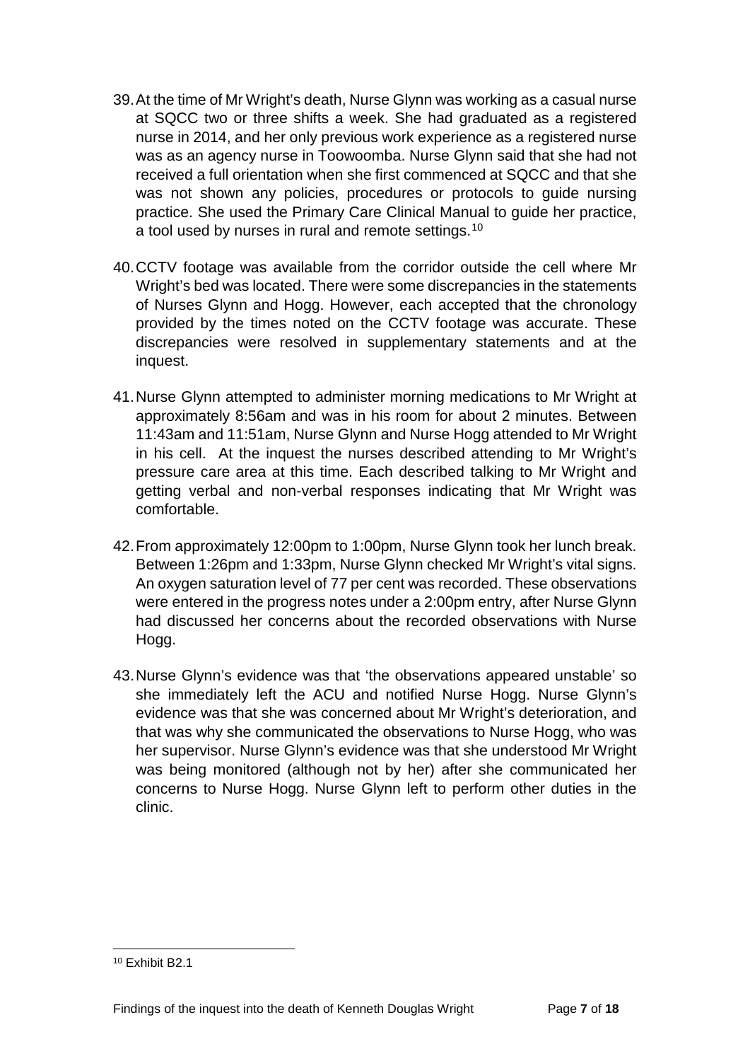39. At the time of Mr Wright's death, Nurse Glynn was working as a casual nurse at SQCC two or three shifts a week. She had graduated as a registered nurse in 2014, and her only previous work experience as a registered nurse was as an agency nurse in Toowoomba. Nurse Glynn said that she had not received a full orientation when she first commenced at SQCC and that she was not shown any policies, procedures or protocols to guide nursing practice. She used the Primary Care Clinical Manual to guide her practice, a tool used by nurses in rural and remote settings.[10]

40. CCTV footage was available from the corridor outside the cell where Mr Wright's bed was located. There were some discrepancies in the statements of Nurses Glynn and Hogg. However, each accepted that the chronology provided by the times noted on the CCTV footage was accurate. These discrepancies were resolved in supplementary statements and at the inquest.

41. Nurse Glynn attempted to administer morning medications to Mr Wright at approximately 8:56am and was in his room for about 2 minutes. Between 11:43am and 11:51am, Nurse Glynn and Nurse Hogg attended to Mr Wright in his cell. At the inquest the nurses described attending to Mr Wright's pressure care area at this time. Each described talking to Mr Wright and getting verbal and non-verbal responses indicating that Mr Wright was comfortable.

42. From approximately 12:00pm to 1:00pm, Nurse Glynn took her lunch break. Between 1:26pm and 1:33pm, Nurse Glynn checked Mr Wright's vital signs. An oxygen saturation level of 77 per cent was recorded. These observations were entered in the progress notes under a 2:00pm entry, after Nurse Glynn had discussed her concerns about the recorded observations with Nurse Hogg.

43. Nurse Glynn's evidence was that 'the observations appeared unstable' so she immediately left the ACU and notified Nurse Hogg. Nurse Glynn's evidence was that she was concerned about Mr Wright's deterioration, and that was why she communicated the observations to Nurse Hogg, who was her supervisor. Nurse Glynn's evidence was that she understood Mr Wright was being monitored (although not by her) after she communicated her concerns to Nurse Hogg. Nurse Glynn left to perform other duties in the clinic.

---

[10] Exhibit B2.1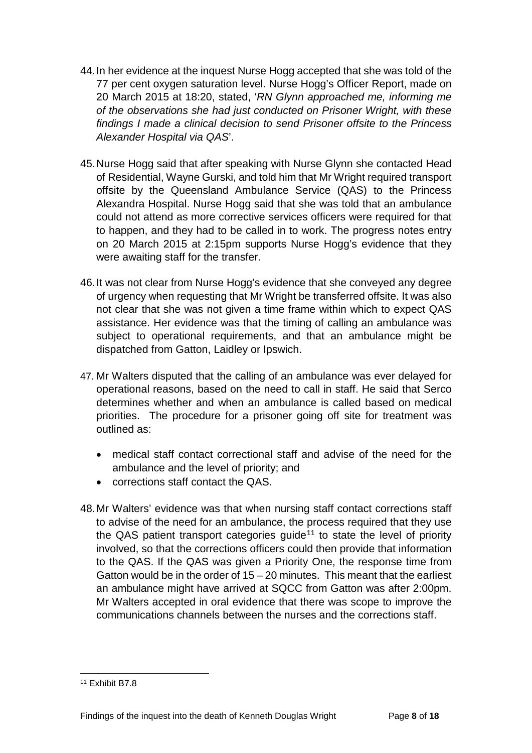44. In her evidence at the inquest Nurse Hogg accepted that she was told of the 77 per cent oxygen saturation level. Nurse Hogg's Officer Report, made on 20 March 2015 at 18:20, stated, '*RN Glynn approached me, informing me of the observations she had just conducted on Prisoner Wright, with these findings I made a clinical decision to send Prisoner offsite to the Princess Alexander Hospital via QAS*'.

45. Nurse Hogg said that after speaking with Nurse Glynn she contacted Head of Residential, Wayne Gurski, and told him that Mr Wright required transport offsite by the Queensland Ambulance Service (QAS) to the Princess Alexandra Hospital. Nurse Hogg said that she was told that an ambulance could not attend as more corrective services officers were required for that to happen, and they had to be called in to work. The progress notes entry on 20 March 2015 at 2:15pm supports Nurse Hogg's evidence that they were awaiting staff for the transfer.

46. It was not clear from Nurse Hogg's evidence that she conveyed any degree of urgency when requesting that Mr Wright be transferred offsite. It was also not clear that she was not given a time frame within which to expect QAS assistance. Her evidence was that the timing of calling an ambulance was subject to operational requirements, and that an ambulance might be dispatched from Gatton, Laidley or Ipswich.

47. Mr Walters disputed that the calling of an ambulance was ever delayed for operational reasons, based on the need to call in staff. He said that Serco determines whether and when an ambulance is called based on medical priorities. The procedure for a prisoner going off site for treatment was outlined as:

    - medical staff contact correctional staff and advise of the need for the ambulance and the level of priority; and
    - corrections staff contact the QAS.

48. Mr Walters' evidence was that when nursing staff contact corrections staff to advise of the need for an ambulance, the process required that they use the QAS patient transport categories guide[11] to state the level of priority involved, so that the corrections officers could then provide that information to the QAS. If the QAS was given a Priority One, the response time from Gatton would be in the order of 15 – 20 minutes. This meant that the earliest an ambulance might have arrived at SQCC from Gatton was after 2:00pm. Mr Walters accepted in oral evidence that there was scope to improve the communications channels between the nurses and the corrections staff.

[11] Exhibit B7.8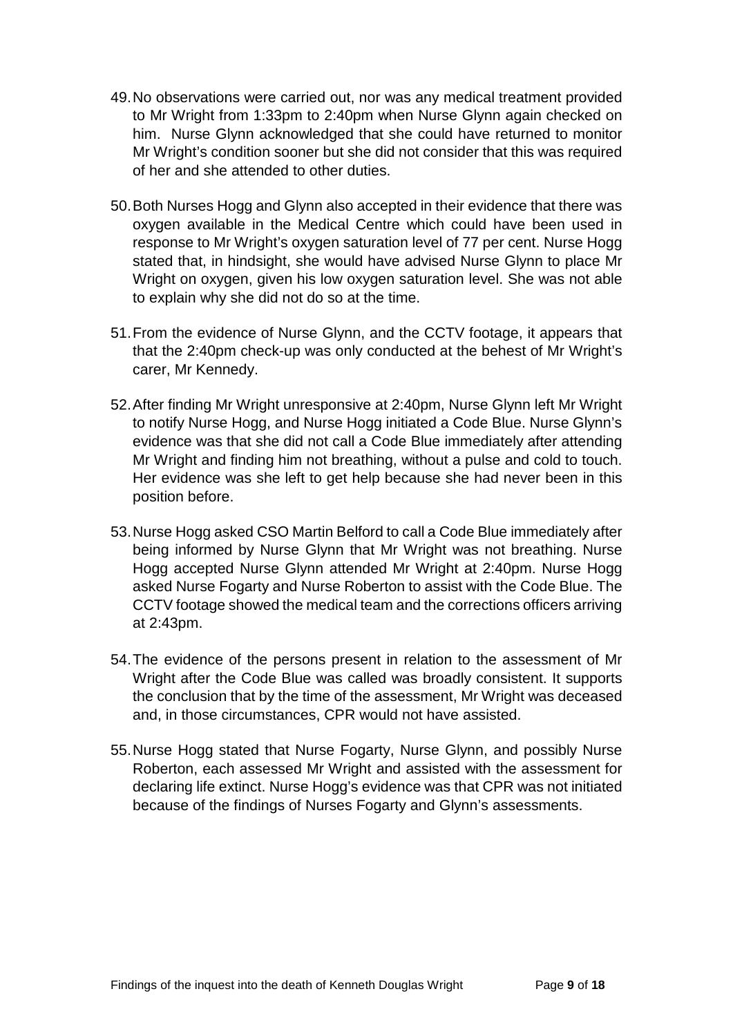49. No observations were carried out, nor was any medical treatment provided to Mr Wright from 1:33pm to 2:40pm when Nurse Glynn again checked on him. Nurse Glynn acknowledged that she could have returned to monitor Mr Wright's condition sooner but she did not consider that this was required of her and she attended to other duties.

50. Both Nurses Hogg and Glynn also accepted in their evidence that there was oxygen available in the Medical Centre which could have been used in response to Mr Wright's oxygen saturation level of 77 per cent. Nurse Hogg stated that, in hindsight, she would have advised Nurse Glynn to place Mr Wright on oxygen, given his low oxygen saturation level. She was not able to explain why she did not do so at the time.

51. From the evidence of Nurse Glynn, and the CCTV footage, it appears that that the 2:40pm check-up was only conducted at the behest of Mr Wright's carer, Mr Kennedy.

52. After finding Mr Wright unresponsive at 2:40pm, Nurse Glynn left Mr Wright to notify Nurse Hogg, and Nurse Hogg initiated a Code Blue. Nurse Glynn's evidence was that she did not call a Code Blue immediately after attending Mr Wright and finding him not breathing, without a pulse and cold to touch. Her evidence was she left to get help because she had never been in this position before.

53. Nurse Hogg asked CSO Martin Belford to call a Code Blue immediately after being informed by Nurse Glynn that Mr Wright was not breathing. Nurse Hogg accepted Nurse Glynn attended Mr Wright at 2:40pm. Nurse Hogg asked Nurse Fogarty and Nurse Roberton to assist with the Code Blue. The CCTV footage showed the medical team and the corrections officers arriving at 2:43pm.

54. The evidence of the persons present in relation to the assessment of Mr Wright after the Code Blue was called was broadly consistent. It supports the conclusion that by the time of the assessment, Mr Wright was deceased and, in those circumstances, CPR would not have assisted.

55. Nurse Hogg stated that Nurse Fogarty, Nurse Glynn, and possibly Nurse Roberton, each assessed Mr Wright and assisted with the assessment for declaring life extinct. Nurse Hogg's evidence was that CPR was not initiated because of the findings of Nurses Fogarty and Glynn's assessments.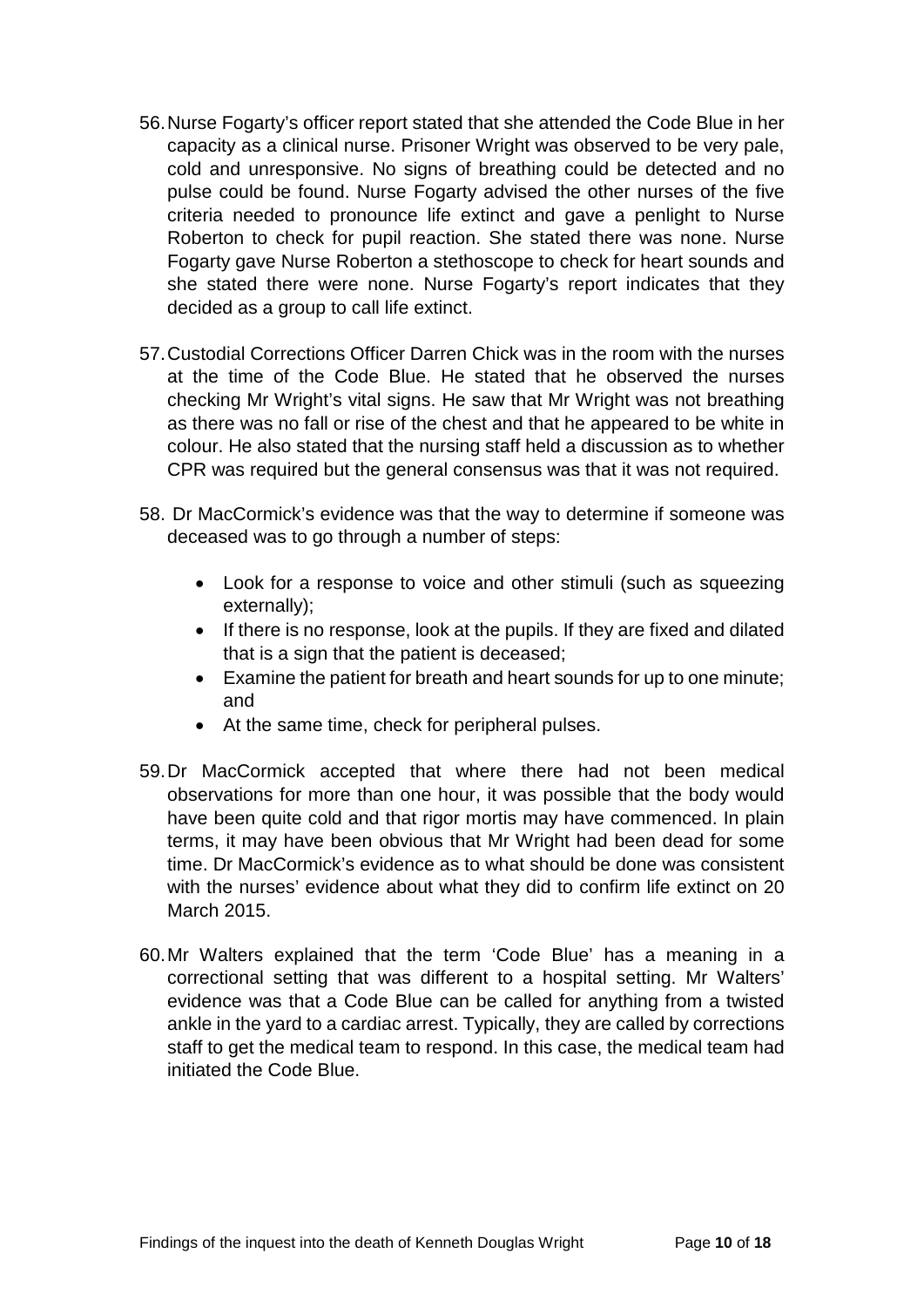56. Nurse Fogarty's officer report stated that she attended the Code Blue in her capacity as a clinical nurse. Prisoner Wright was observed to be very pale, cold and unresponsive. No signs of breathing could be detected and no pulse could be found. Nurse Fogarty advised the other nurses of the five criteria needed to pronounce life extinct and gave a penlight to Nurse Roberton to check for pupil reaction. She stated there was none. Nurse Fogarty gave Nurse Roberton a stethoscope to check for heart sounds and she stated there were none. Nurse Fogarty's report indicates that they decided as a group to call life extinct.

57. Custodial Corrections Officer Darren Chick was in the room with the nurses at the time of the Code Blue. He stated that he observed the nurses checking Mr Wright's vital signs. He saw that Mr Wright was not breathing as there was no fall or rise of the chest and that he appeared to be white in colour. He also stated that the nursing staff held a discussion as to whether CPR was required but the general consensus was that it was not required.

58. Dr MacCormick's evidence was that the way to determine if someone was deceased was to go through a number of steps:

    - Look for a response to voice and other stimuli (such as squeezing externally);
    - If there is no response, look at the pupils. If they are fixed and dilated that is a sign that the patient is deceased;
    - Examine the patient for breath and heart sounds for up to one minute; and
    - At the same time, check for peripheral pulses.

59. Dr MacCormick accepted that where there had not been medical observations for more than one hour, it was possible that the body would have been quite cold and that rigor mortis may have commenced. In plain terms, it may have been obvious that Mr Wright had been dead for some time. Dr MacCormick's evidence as to what should be done was consistent with the nurses' evidence about what they did to confirm life extinct on 20 March 2015.

60. Mr Walters explained that the term 'Code Blue' has a meaning in a correctional setting that was different to a hospital setting. Mr Walters' evidence was that a Code Blue can be called for anything from a twisted ankle in the yard to a cardiac arrest. Typically, they are called by corrections staff to get the medical team to respond. In this case, the medical team had initiated the Code Blue.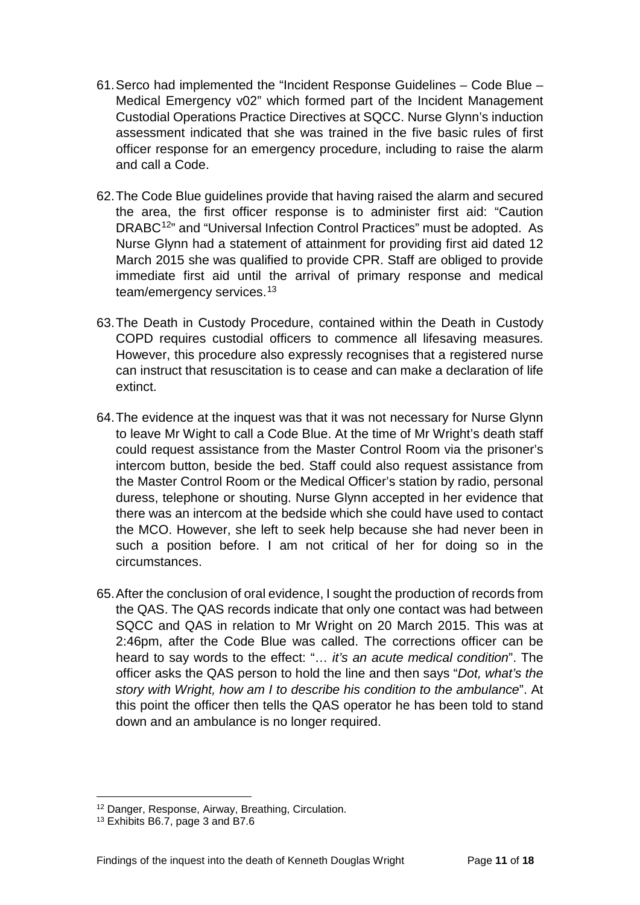61. Serco had implemented the "Incident Response Guidelines – Code Blue – Medical Emergency v02" which formed part of the Incident Management Custodial Operations Practice Directives at SQCC. Nurse Glynn's induction assessment indicated that she was trained in the five basic rules of first officer response for an emergency procedure, including to raise the alarm and call a Code.

62. The Code Blue guidelines provide that having raised the alarm and secured the area, the first officer response is to administer first aid: "Caution DRABC[12]" and "Universal Infection Control Practices" must be adopted. As Nurse Glynn had a statement of attainment for providing first aid dated 12 March 2015 she was qualified to provide CPR. Staff are obliged to provide immediate first aid until the arrival of primary response and medical team/emergency services.[13]

63. The Death in Custody Procedure, contained within the Death in Custody COPD requires custodial officers to commence all lifesaving measures. However, this procedure also expressly recognises that a registered nurse can instruct that resuscitation is to cease and can make a declaration of life extinct.

64. The evidence at the inquest was that it was not necessary for Nurse Glynn to leave Mr Wight to call a Code Blue. At the time of Mr Wright's death staff could request assistance from the Master Control Room via the prisoner's intercom button, beside the bed. Staff could also request assistance from the Master Control Room or the Medical Officer's station by radio, personal duress, telephone or shouting. Nurse Glynn accepted in her evidence that there was an intercom at the bedside which she could have used to contact the MCO. However, she left to seek help because she had never been in such a position before. I am not critical of her for doing so in the circumstances.

65. After the conclusion of oral evidence, I sought the production of records from the QAS. The QAS records indicate that only one contact was had between SQCC and QAS in relation to Mr Wright on 20 March 2015. This was at 2:46pm, after the Code Blue was called. The corrections officer can be heard to say words to the effect: "… *it's an acute medical condition*". The officer asks the QAS person to hold the line and then says "*Dot, what's the story with Wright, how am I to describe his condition to the ambulance*". At this point the officer then tells the QAS operator he has been told to stand down and an ambulance is no longer required.

---

[12] Danger, Response, Airway, Breathing, Circulation.

[13] Exhibits B6.7, page 3 and B7.6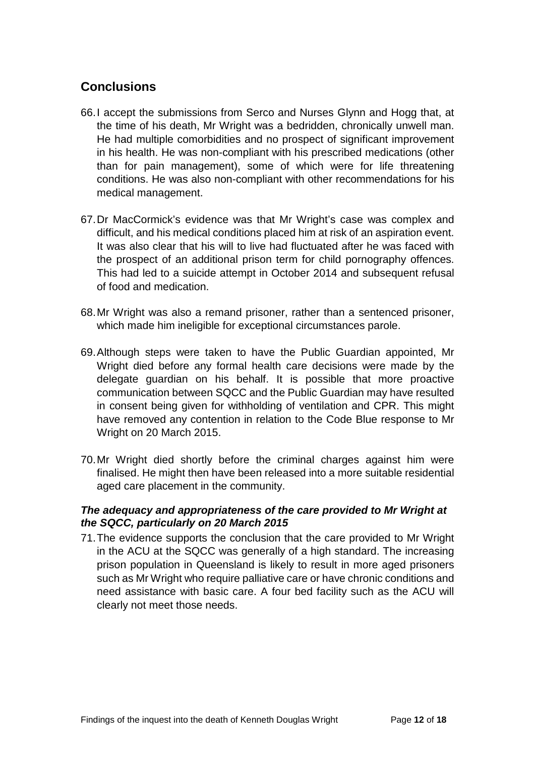## Conclusions

66. I accept the submissions from Serco and Nurses Glynn and Hogg that, at the time of his death, Mr Wright was a bedridden, chronically unwell man. He had multiple comorbidities and no prospect of significant improvement in his health. He was non-compliant with his prescribed medications (other than for pain management), some of which were for life threatening conditions. He was also non-compliant with other recommendations for his medical management.

67. Dr MacCormick's evidence was that Mr Wright's case was complex and difficult, and his medical conditions placed him at risk of an aspiration event. It was also clear that his will to live had fluctuated after he was faced with the prospect of an additional prison term for child pornography offences. This had led to a suicide attempt in October 2014 and subsequent refusal of food and medication.

68. Mr Wright was also a remand prisoner, rather than a sentenced prisoner, which made him ineligible for exceptional circumstances parole.

69. Although steps were taken to have the Public Guardian appointed, Mr Wright died before any formal health care decisions were made by the delegate guardian on his behalf. It is possible that more proactive communication between SQCC and the Public Guardian may have resulted in consent being given for withholding of ventilation and CPR. This might have removed any contention in relation to the Code Blue response to Mr Wright on 20 March 2015.

70. Mr Wright died shortly before the criminal charges against him were finalised. He might then have been released into a more suitable residential aged care placement in the community.

### *The adequacy and appropriateness of the care provided to Mr Wright at the SQCC, particularly on 20 March 2015*

71. The evidence supports the conclusion that the care provided to Mr Wright in the ACU at the SQCC was generally of a high standard. The increasing prison population in Queensland is likely to result in more aged prisoners such as Mr Wright who require palliative care or have chronic conditions and need assistance with basic care. A four bed facility such as the ACU will clearly not meet those needs.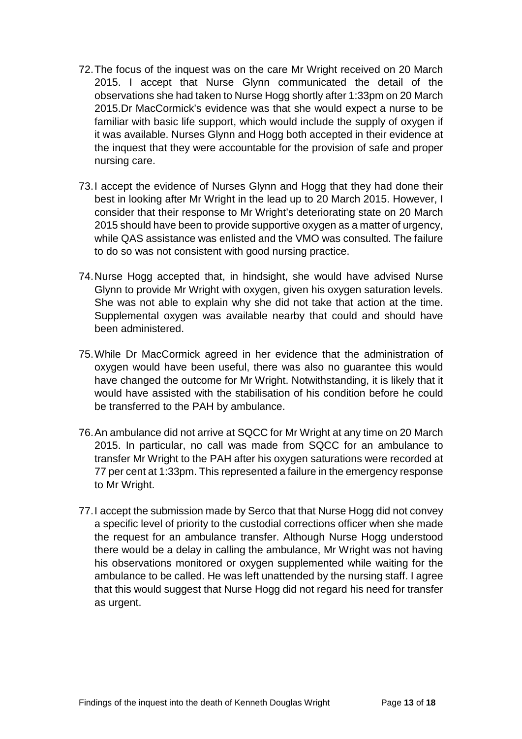72. The focus of the inquest was on the care Mr Wright received on 20 March 2015. I accept that Nurse Glynn communicated the detail of the observations she had taken to Nurse Hogg shortly after 1:33pm on 20 March 2015.Dr MacCormick's evidence was that she would expect a nurse to be familiar with basic life support, which would include the supply of oxygen if it was available. Nurses Glynn and Hogg both accepted in their evidence at the inquest that they were accountable for the provision of safe and proper nursing care.

73. I accept the evidence of Nurses Glynn and Hogg that they had done their best in looking after Mr Wright in the lead up to 20 March 2015. However, I consider that their response to Mr Wright's deteriorating state on 20 March 2015 should have been to provide supportive oxygen as a matter of urgency, while QAS assistance was enlisted and the VMO was consulted. The failure to do so was not consistent with good nursing practice.

74. Nurse Hogg accepted that, in hindsight, she would have advised Nurse Glynn to provide Mr Wright with oxygen, given his oxygen saturation levels. She was not able to explain why she did not take that action at the time. Supplemental oxygen was available nearby that could and should have been administered.

75. While Dr MacCormick agreed in her evidence that the administration of oxygen would have been useful, there was also no guarantee this would have changed the outcome for Mr Wright. Notwithstanding, it is likely that it would have assisted with the stabilisation of his condition before he could be transferred to the PAH by ambulance.

76. An ambulance did not arrive at SQCC for Mr Wright at any time on 20 March 2015. In particular, no call was made from SQCC for an ambulance to transfer Mr Wright to the PAH after his oxygen saturations were recorded at 77 per cent at 1:33pm. This represented a failure in the emergency response to Mr Wright.

77. I accept the submission made by Serco that that Nurse Hogg did not convey a specific level of priority to the custodial corrections officer when she made the request for an ambulance transfer. Although Nurse Hogg understood there would be a delay in calling the ambulance, Mr Wright was not having his observations monitored or oxygen supplemented while waiting for the ambulance to be called. He was left unattended by the nursing staff. I agree that this would suggest that Nurse Hogg did not regard his need for transfer as urgent.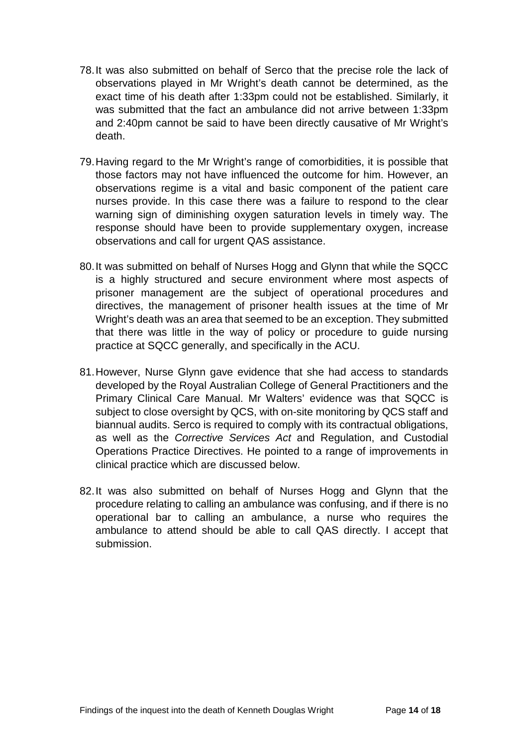78. It was also submitted on behalf of Serco that the precise role the lack of observations played in Mr Wright's death cannot be determined, as the exact time of his death after 1:33pm could not be established. Similarly, it was submitted that the fact an ambulance did not arrive between 1:33pm and 2:40pm cannot be said to have been directly causative of Mr Wright's death.

79. Having regard to the Mr Wright's range of comorbidities, it is possible that those factors may not have influenced the outcome for him. However, an observations regime is a vital and basic component of the patient care nurses provide. In this case there was a failure to respond to the clear warning sign of diminishing oxygen saturation levels in timely way. The response should have been to provide supplementary oxygen, increase observations and call for urgent QAS assistance.

80. It was submitted on behalf of Nurses Hogg and Glynn that while the SQCC is a highly structured and secure environment where most aspects of prisoner management are the subject of operational procedures and directives, the management of prisoner health issues at the time of Mr Wright's death was an area that seemed to be an exception. They submitted that there was little in the way of policy or procedure to guide nursing practice at SQCC generally, and specifically in the ACU.

81. However, Nurse Glynn gave evidence that she had access to standards developed by the Royal Australian College of General Practitioners and the Primary Clinical Care Manual. Mr Walters' evidence was that SQCC is subject to close oversight by QCS, with on-site monitoring by QCS staff and biannual audits. Serco is required to comply with its contractual obligations, as well as the *Corrective Services Act* and Regulation, and Custodial Operations Practice Directives. He pointed to a range of improvements in clinical practice which are discussed below.

82. It was also submitted on behalf of Nurses Hogg and Glynn that the procedure relating to calling an ambulance was confusing, and if there is no operational bar to calling an ambulance, a nurse who requires the ambulance to attend should be able to call QAS directly. I accept that submission.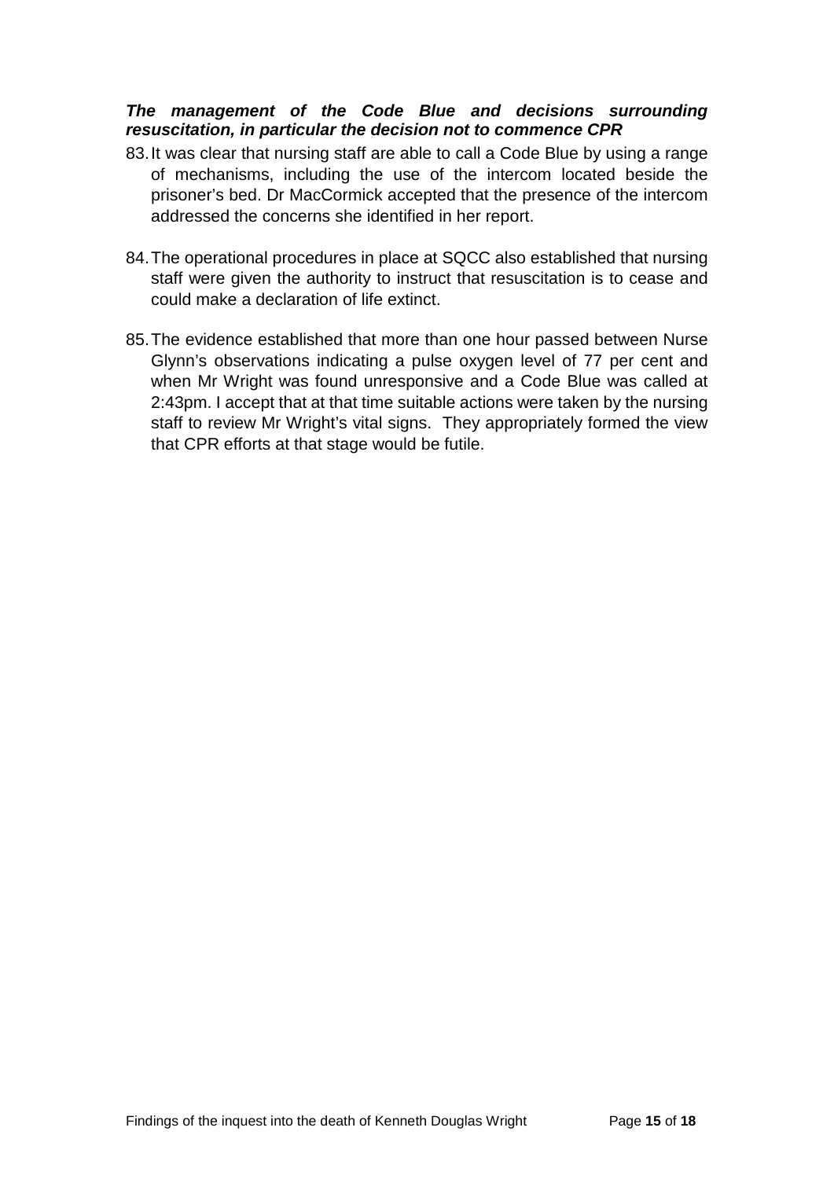***The management of the Code Blue and decisions surrounding resuscitation, in particular the decision not to commence CPR***

83. It was clear that nursing staff are able to call a Code Blue by using a range of mechanisms, including the use of the intercom located beside the prisoner's bed. Dr MacCormick accepted that the presence of the intercom addressed the concerns she identified in her report.

84. The operational procedures in place at SQCC also established that nursing staff were given the authority to instruct that resuscitation is to cease and could make a declaration of life extinct.

85. The evidence established that more than one hour passed between Nurse Glynn's observations indicating a pulse oxygen level of 77 per cent and when Mr Wright was found unresponsive and a Code Blue was called at 2:43pm. I accept that at that time suitable actions were taken by the nursing staff to review Mr Wright's vital signs. They appropriately formed the view that CPR efforts at that stage would be futile.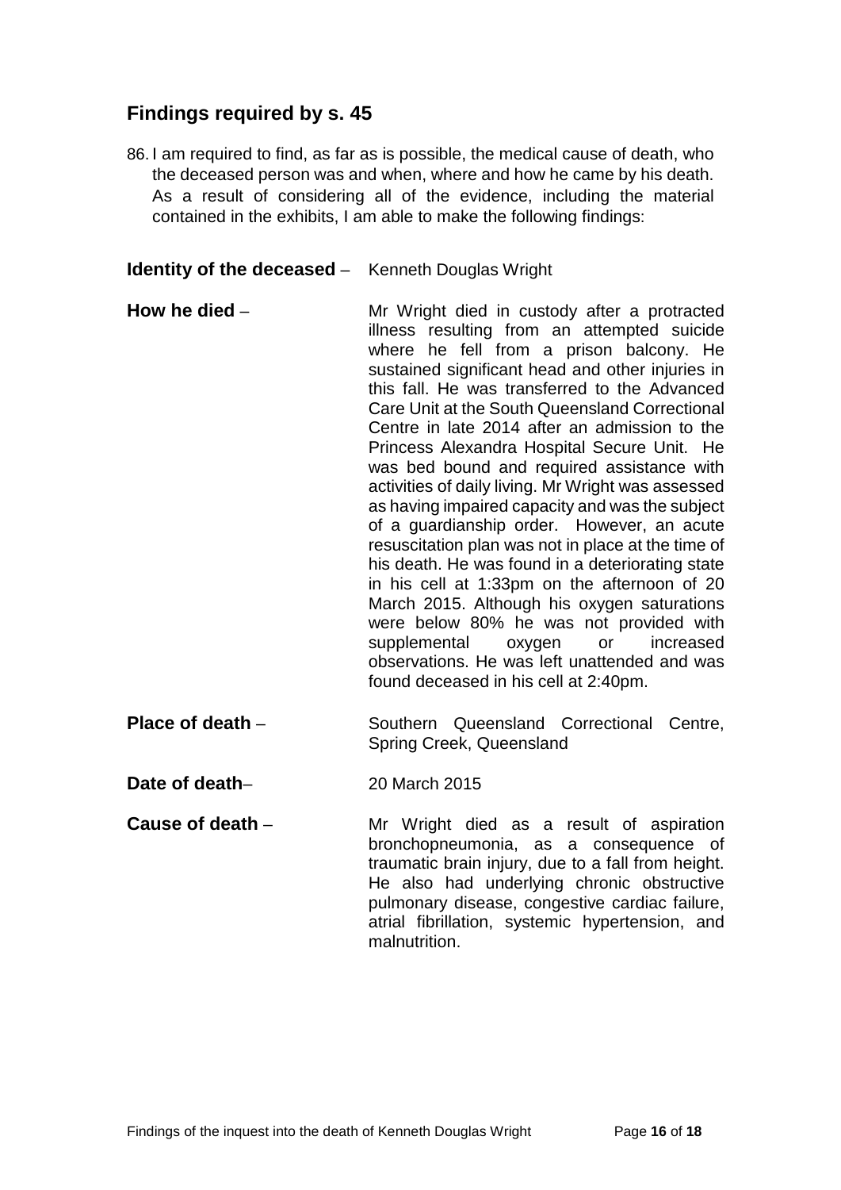## Findings required by s. 45

86. I am required to find, as far as is possible, the medical cause of death, who the deceased person was and when, where and how he came by his death. As a result of considering all of the evidence, including the material contained in the exhibits, I am able to make the following findings:

**Identity of the deceased** – Kenneth Douglas Wright

**How he died** – Mr Wright died in custody after a protracted illness resulting from an attempted suicide where he fell from a prison balcony. He sustained significant head and other injuries in this fall. He was transferred to the Advanced Care Unit at the South Queensland Correctional Centre in late 2014 after an admission to the Princess Alexandra Hospital Secure Unit. He was bed bound and required assistance with activities of daily living. Mr Wright was assessed as having impaired capacity and was the subject of a guardianship order. However, an acute resuscitation plan was not in place at the time of his death. He was found in a deteriorating state in his cell at 1:33pm on the afternoon of 20 March 2015. Although his oxygen saturations were below 80% he was not provided with supplemental oxygen or increased observations. He was left unattended and was found deceased in his cell at 2:40pm.

**Place of death** – Southern Queensland Correctional Centre, Spring Creek, Queensland

**Date of death**– 20 March 2015

**Cause of death** – Mr Wright died as a result of aspiration bronchopneumonia, as a consequence of traumatic brain injury, due to a fall from height. He also had underlying chronic obstructive pulmonary disease, congestive cardiac failure, atrial fibrillation, systemic hypertension, and malnutrition.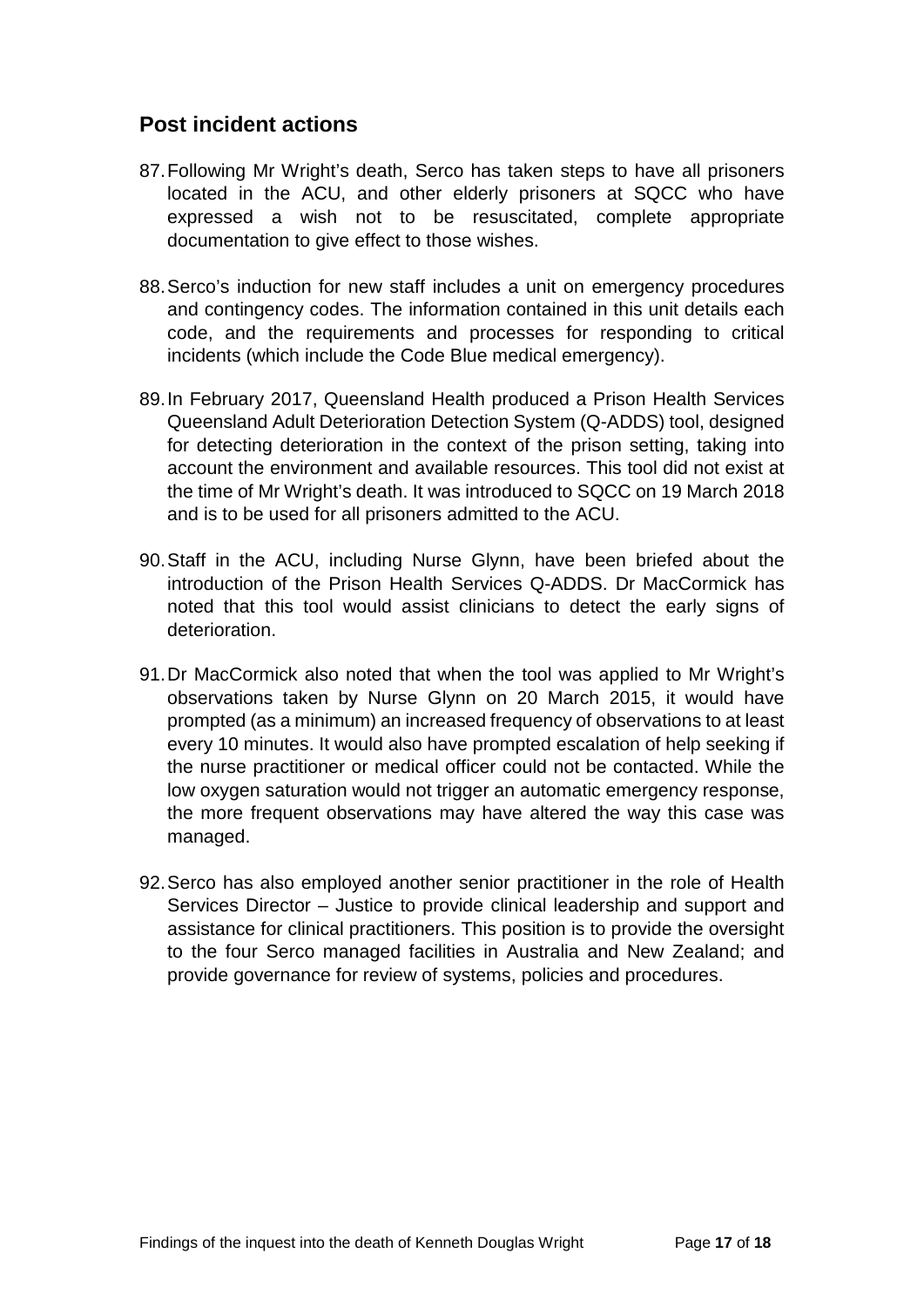## Post incident actions

87. Following Mr Wright's death, Serco has taken steps to have all prisoners located in the ACU, and other elderly prisoners at SQCC who have expressed a wish not to be resuscitated, complete appropriate documentation to give effect to those wishes.

88. Serco's induction for new staff includes a unit on emergency procedures and contingency codes. The information contained in this unit details each code, and the requirements and processes for responding to critical incidents (which include the Code Blue medical emergency).

89. In February 2017, Queensland Health produced a Prison Health Services Queensland Adult Deterioration Detection System (Q-ADDS) tool, designed for detecting deterioration in the context of the prison setting, taking into account the environment and available resources. This tool did not exist at the time of Mr Wright's death. It was introduced to SQCC on 19 March 2018 and is to be used for all prisoners admitted to the ACU.

90. Staff in the ACU, including Nurse Glynn, have been briefed about the introduction of the Prison Health Services Q-ADDS. Dr MacCormick has noted that this tool would assist clinicians to detect the early signs of deterioration.

91. Dr MacCormick also noted that when the tool was applied to Mr Wright's observations taken by Nurse Glynn on 20 March 2015, it would have prompted (as a minimum) an increased frequency of observations to at least every 10 minutes. It would also have prompted escalation of help seeking if the nurse practitioner or medical officer could not be contacted. While the low oxygen saturation would not trigger an automatic emergency response, the more frequent observations may have altered the way this case was managed.

92. Serco has also employed another senior practitioner in the role of Health Services Director – Justice to provide clinical leadership and support and assistance for clinical practitioners. This position is to provide the oversight to the four Serco managed facilities in Australia and New Zealand; and provide governance for review of systems, policies and procedures.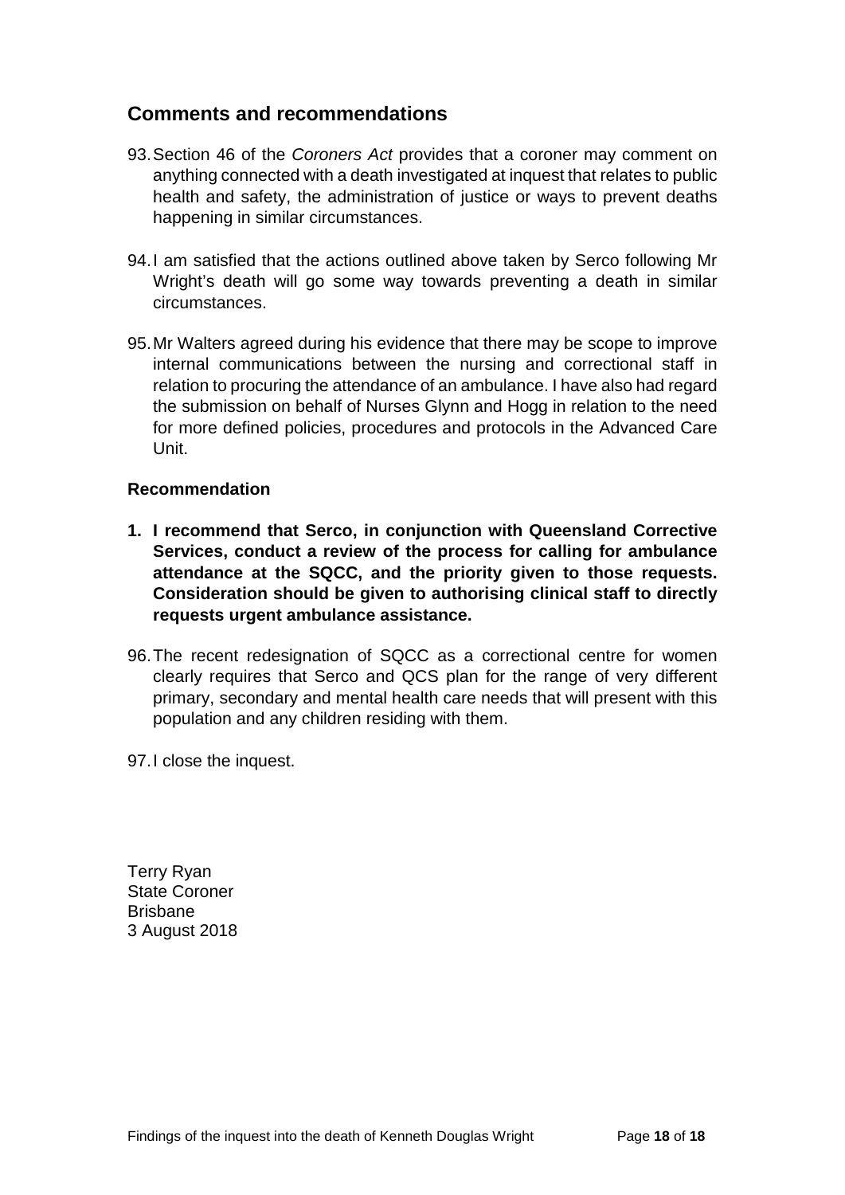## Comments and recommendations

93. Section 46 of the *Coroners Act* provides that a coroner may comment on anything connected with a death investigated at inquest that relates to public health and safety, the administration of justice or ways to prevent deaths happening in similar circumstances.

94. I am satisfied that the actions outlined above taken by Serco following Mr Wright's death will go some way towards preventing a death in similar circumstances.

95. Mr Walters agreed during his evidence that there may be scope to improve internal communications between the nursing and correctional staff in relation to procuring the attendance of an ambulance. I have also had regard the submission on behalf of Nurses Glynn and Hogg in relation to the need for more defined policies, procedures and protocols in the Advanced Care Unit.

### Recommendation

**1. I recommend that Serco, in conjunction with Queensland Corrective Services, conduct a review of the process for calling for ambulance attendance at the SQCC, and the priority given to those requests. Consideration should be given to authorising clinical staff to directly requests urgent ambulance assistance.**

96. The recent redesignation of SQCC as a correctional centre for women clearly requires that Serco and QCS plan for the range of very different primary, secondary and mental health care needs that will present with this population and any children residing with them.

97. I close the inquest.

Terry Ryan
State Coroner
Brisbane
3 August 2018